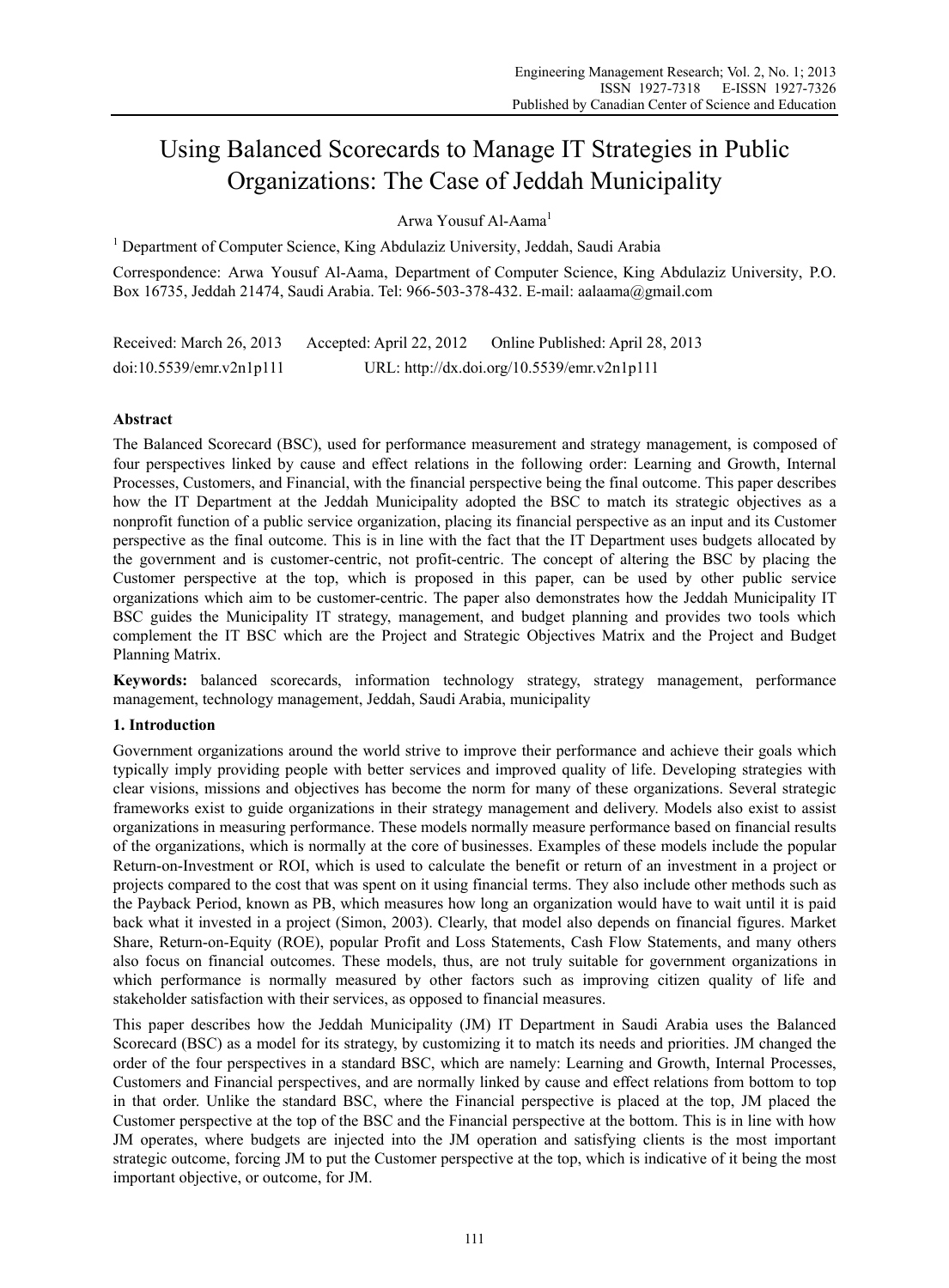# Using Balanced Scorecards to Manage IT Strategies in Public Organizations: The Case of Jeddah Municipality

Arwa Yousuf Al-Aama[1]

[1] Department of Computer Science, King Abdulaziz University, Jeddah, Saudi Arabia

Correspondence: Arwa Yousuf Al-Aama, Department of Computer Science, King Abdulaziz University, P.O. Box 16735, Jeddah 21474, Saudi Arabia. Tel: 966-503-378-432. E-mail: aalaama@gmail.com

Received: March 26, 2013 Accepted: April 22, 2012 Online Published: April 28, 2013

doi:10.5539/emr.v2n1p111 URL: http://dx.doi.org/10.5539/emr.v2n1p111

## Abstract

The Balanced Scorecard (BSC), used for performance measurement and strategy management, is composed of four perspectives linked by cause and effect relations in the following order: Learning and Growth, Internal Processes, Customers, and Financial, with the financial perspective being the final outcome. This paper describes how the IT Department at the Jeddah Municipality adopted the BSC to match its strategic objectives as a nonprofit function of a public service organization, placing its financial perspective as an input and its Customer perspective as the final outcome. This is in line with the fact that the IT Department uses budgets allocated by the government and is customer-centric, not profit-centric. The concept of altering the BSC by placing the Customer perspective at the top, which is proposed in this paper, can be used by other public service organizations which aim to be customer-centric. The paper also demonstrates how the Jeddah Municipality IT BSC guides the Municipality IT strategy, management, and budget planning and provides two tools which complement the IT BSC which are the Project and Strategic Objectives Matrix and the Project and Budget Planning Matrix.

**Keywords:** balanced scorecards, information technology strategy, strategy management, performance management, technology management, Jeddah, Saudi Arabia, municipality

## 1. Introduction

Government organizations around the world strive to improve their performance and achieve their goals which typically imply providing people with better services and improved quality of life. Developing strategies with clear visions, missions and objectives has become the norm for many of these organizations. Several strategic frameworks exist to guide organizations in their strategy management and delivery. Models also exist to assist organizations in measuring performance. These models normally measure performance based on financial results of the organizations, which is normally at the core of businesses. Examples of these models include the popular Return-on-Investment or ROI, which is used to calculate the benefit or return of an investment in a project or projects compared to the cost that was spent on it using financial terms. They also include other methods such as the Payback Period, known as PB, which measures how long an organization would have to wait until it is paid back what it invested in a project (Simon, 2003). Clearly, that model also depends on financial figures. Market Share, Return-on-Equity (ROE), popular Profit and Loss Statements, Cash Flow Statements, and many others also focus on financial outcomes. These models, thus, are not truly suitable for government organizations in which performance is normally measured by other factors such as improving citizen quality of life and stakeholder satisfaction with their services, as opposed to financial measures.

This paper describes how the Jeddah Municipality (JM) IT Department in Saudi Arabia uses the Balanced Scorecard (BSC) as a model for its strategy, by customizing it to match its needs and priorities. JM changed the order of the four perspectives in a standard BSC, which are namely: Learning and Growth, Internal Processes, Customers and Financial perspectives, and are normally linked by cause and effect relations from bottom to top in that order. Unlike the standard BSC, where the Financial perspective is placed at the top, JM placed the Customer perspective at the top of the BSC and the Financial perspective at the bottom. This is in line with how JM operates, where budgets are injected into the JM operation and satisfying clients is the most important strategic outcome, forcing JM to put the Customer perspective at the top, which is indicative of it being the most important objective, or outcome, for JM.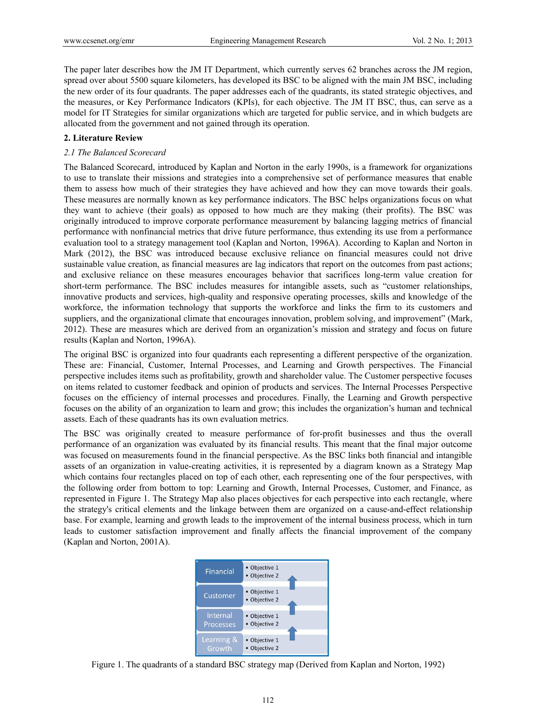The paper later describes how the JM IT Department, which currently serves 62 branches across the JM region, spread over about 5500 square kilometers, has developed its BSC to be aligned with the main JM BSC, including the new order of its four quadrants. The paper addresses each of the quadrants, its stated strategic objectives, and the measures, or Key Performance Indicators (KPIs), for each objective. The JM IT BSC, thus, can serve as a model for IT Strategies for similar organizations which are targeted for public service, and in which budgets are allocated from the government and not gained through its operation.

## 2. Literature Review

### *2.1 The Balanced Scorecard*

The Balanced Scorecard, introduced by Kaplan and Norton in the early 1990s, is a framework for organizations to use to translate their missions and strategies into a comprehensive set of performance measures that enable them to assess how much of their strategies they have achieved and how they can move towards their goals. These measures are normally known as key performance indicators. The BSC helps organizations focus on what they want to achieve (their goals) as opposed to how much are they making (their profits). The BSC was originally introduced to improve corporate performance measurement by balancing lagging metrics of financial performance with nonfinancial metrics that drive future performance, thus extending its use from a performance evaluation tool to a strategy management tool (Kaplan and Norton, 1996A). According to Kaplan and Norton in Mark (2012), the BSC was introduced because exclusive reliance on financial measures could not drive sustainable value creation, as financial measures are lag indicators that report on the outcomes from past actions; and exclusive reliance on these measures encourages behavior that sacrifices long-term value creation for short-term performance. The BSC includes measures for intangible assets, such as "customer relationships, innovative products and services, high-quality and responsive operating processes, skills and knowledge of the workforce, the information technology that supports the workforce and links the firm to its customers and suppliers, and the organizational climate that encourages innovation, problem solving, and improvement" (Mark, 2012). These are measures which are derived from an organization's mission and strategy and focus on future results (Kaplan and Norton, 1996A).

The original BSC is organized into four quadrants each representing a different perspective of the organization. These are: Financial, Customer, Internal Processes, and Learning and Growth perspectives. The Financial perspective includes items such as profitability, growth and shareholder value. The Customer perspective focuses on items related to customer feedback and opinion of products and services. The Internal Processes Perspective focuses on the efficiency of internal processes and procedures. Finally, the Learning and Growth perspective focuses on the ability of an organization to learn and grow; this includes the organization's human and technical assets. Each of these quadrants has its own evaluation metrics.

The BSC was originally created to measure performance of for-profit businesses and thus the overall performance of an organization was evaluated by its financial results. This meant that the final major outcome was focused on measurements found in the financial perspective. As the BSC links both financial and intangible assets of an organization in value-creating activities, it is represented by a diagram known as a Strategy Map which contains four rectangles placed on top of each other, each representing one of the four perspectives, with the following order from bottom to top: Learning and Growth, Internal Processes, Customer, and Finance, as represented in Figure 1. The Strategy Map also places objectives for each perspective into each rectangle, where the strategy's critical elements and the linkage between them are organized on a cause-and-effect relationship base. For example, learning and growth leads to the improvement of the internal business process, which in turn leads to customer satisfaction improvement and finally affects the financial improvement of the company (Kaplan and Norton, 2001A).

| | |
|---|---|
| Financial | • Objective 1<br>• Objective 2 |
| Customer | • Objective 1<br>• Objective 2 |
| Internal Processes | • Objective 1<br>• Objective 2 |
| Learning & Growth | • Objective 1<br>• Objective 2 |

Figure 1. The quadrants of a standard BSC strategy map (Derived from Kaplan and Norton, 1992)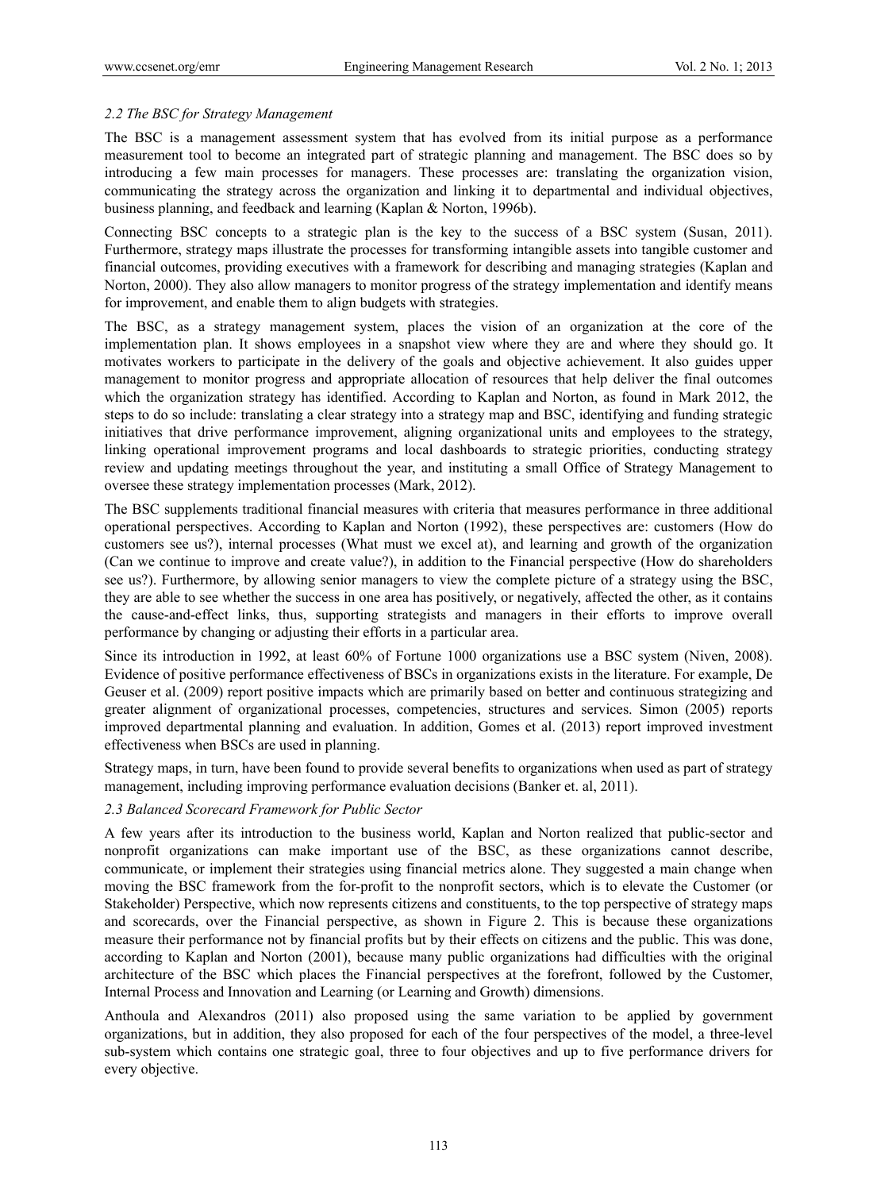### *2.2 The BSC for Strategy Management*

The BSC is a management assessment system that has evolved from its initial purpose as a performance measurement tool to become an integrated part of strategic planning and management. The BSC does so by introducing a few main processes for managers. These processes are: translating the organization vision, communicating the strategy across the organization and linking it to departmental and individual objectives, business planning, and feedback and learning (Kaplan & Norton, 1996b).

Connecting BSC concepts to a strategic plan is the key to the success of a BSC system (Susan, 2011). Furthermore, strategy maps illustrate the processes for transforming intangible assets into tangible customer and financial outcomes, providing executives with a framework for describing and managing strategies (Kaplan and Norton, 2000). They also allow managers to monitor progress of the strategy implementation and identify means for improvement, and enable them to align budgets with strategies.

The BSC, as a strategy management system, places the vision of an organization at the core of the implementation plan. It shows employees in a snapshot view where they are and where they should go. It motivates workers to participate in the delivery of the goals and objective achievement. It also guides upper management to monitor progress and appropriate allocation of resources that help deliver the final outcomes which the organization strategy has identified. According to Kaplan and Norton, as found in Mark 2012, the steps to do so include: translating a clear strategy into a strategy map and BSC, identifying and funding strategic initiatives that drive performance improvement, aligning organizational units and employees to the strategy, linking operational improvement programs and local dashboards to strategic priorities, conducting strategy review and updating meetings throughout the year, and instituting a small Office of Strategy Management to oversee these strategy implementation processes (Mark, 2012).

The BSC supplements traditional financial measures with criteria that measures performance in three additional operational perspectives. According to Kaplan and Norton (1992), these perspectives are: customers (How do customers see us?), internal processes (What must we excel at), and learning and growth of the organization (Can we continue to improve and create value?), in addition to the Financial perspective (How do shareholders see us?). Furthermore, by allowing senior managers to view the complete picture of a strategy using the BSC, they are able to see whether the success in one area has positively, or negatively, affected the other, as it contains the cause-and-effect links, thus, supporting strategists and managers in their efforts to improve overall performance by changing or adjusting their efforts in a particular area.

Since its introduction in 1992, at least 60% of Fortune 1000 organizations use a BSC system (Niven, 2008). Evidence of positive performance effectiveness of BSCs in organizations exists in the literature. For example, De Geuser et al. (2009) report positive impacts which are primarily based on better and continuous strategizing and greater alignment of organizational processes, competencies, structures and services. Simon (2005) reports improved departmental planning and evaluation. In addition, Gomes et al. (2013) report improved investment effectiveness when BSCs are used in planning.

Strategy maps, in turn, have been found to provide several benefits to organizations when used as part of strategy management, including improving performance evaluation decisions (Banker et. al, 2011).

### *2.3 Balanced Scorecard Framework for Public Sector*

A few years after its introduction to the business world, Kaplan and Norton realized that public-sector and nonprofit organizations can make important use of the BSC, as these organizations cannot describe, communicate, or implement their strategies using financial metrics alone. They suggested a main change when moving the BSC framework from the for-profit to the nonprofit sectors, which is to elevate the Customer (or Stakeholder) Perspective, which now represents citizens and constituents, to the top perspective of strategy maps and scorecards, over the Financial perspective, as shown in Figure 2. This is because these organizations measure their performance not by financial profits but by their effects on citizens and the public. This was done, according to Kaplan and Norton (2001), because many public organizations had difficulties with the original architecture of the BSC which places the Financial perspectives at the forefront, followed by the Customer, Internal Process and Innovation and Learning (or Learning and Growth) dimensions.

Anthoula and Alexandros (2011) also proposed using the same variation to be applied by government organizations, but in addition, they also proposed for each of the four perspectives of the model, a three-level sub-system which contains one strategic goal, three to four objectives and up to five performance drivers for every objective.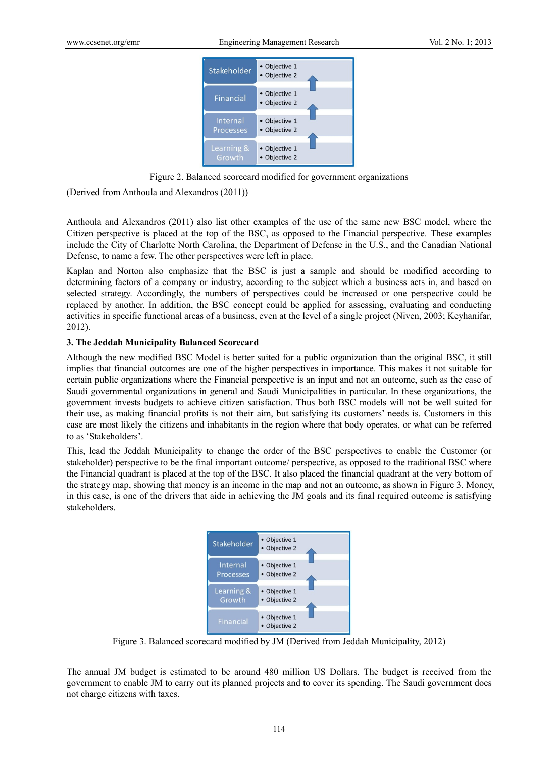| Stakeholder | • Objective 1 • Objective 2 |
|---|---|
| Financial | • Objective 1 • Objective 2 |
| Internal Processes | • Objective 1 • Objective 2 |
| Learning & Growth | • Objective 1 • Objective 2 |

Figure 2. Balanced scorecard modified for government organizations

(Derived from Anthoula and Alexandros (2011))

Anthoula and Alexandros (2011) also list other examples of the use of the same new BSC model, where the Citizen perspective is placed at the top of the BSC, as opposed to the Financial perspective. These examples include the City of Charlotte North Carolina, the Department of Defense in the U.S., and the Canadian National Defense, to name a few. The other perspectives were left in place.

Kaplan and Norton also emphasize that the BSC is just a sample and should be modified according to determining factors of a company or industry, according to the subject which a business acts in, and based on selected strategy. Accordingly, the numbers of perspectives could be increased or one perspective could be replaced by another. In addition, the BSC concept could be applied for assessing, evaluating and conducting activities in specific functional areas of a business, even at the level of a single project (Niven, 2003; Keyhanifar, 2012).

### 3. The Jeddah Municipality Balanced Scorecard

Although the new modified BSC Model is better suited for a public organization than the original BSC, it still implies that financial outcomes are one of the higher perspectives in importance. This makes it not suitable for certain public organizations where the Financial perspective is an input and not an outcome, such as the case of Saudi governmental organizations in general and Saudi Municipalities in particular. In these organizations, the government invests budgets to achieve citizen satisfaction. Thus both BSC models will not be well suited for their use, as making financial profits is not their aim, but satisfying its customers' needs is. Customers in this case are most likely the citizens and inhabitants in the region where that body operates, or what can be referred to as 'Stakeholders'.

This, lead the Jeddah Municipality to change the order of the BSC perspectives to enable the Customer (or stakeholder) perspective to be the final important outcome/ perspective, as opposed to the traditional BSC where the Financial quadrant is placed at the top of the BSC. It also placed the financial quadrant at the very bottom of the strategy map, showing that money is an income in the map and not an outcome, as shown in Figure 3. Money, in this case, is one of the drivers that aide in achieving the JM goals and its final required outcome is satisfying stakeholders.

| Stakeholder | • Objective 1 • Objective 2 |
|---|---|
| Internal Processes | • Objective 1 • Objective 2 |
| Learning & Growth | • Objective 1 • Objective 2 |
| Financial | • Objective 1 • Objective 2 |

Figure 3. Balanced scorecard modified by JM (Derived from Jeddah Municipality, 2012)

The annual JM budget is estimated to be around 480 million US Dollars. The budget is received from the government to enable JM to carry out its planned projects and to cover its spending. The Saudi government does not charge citizens with taxes.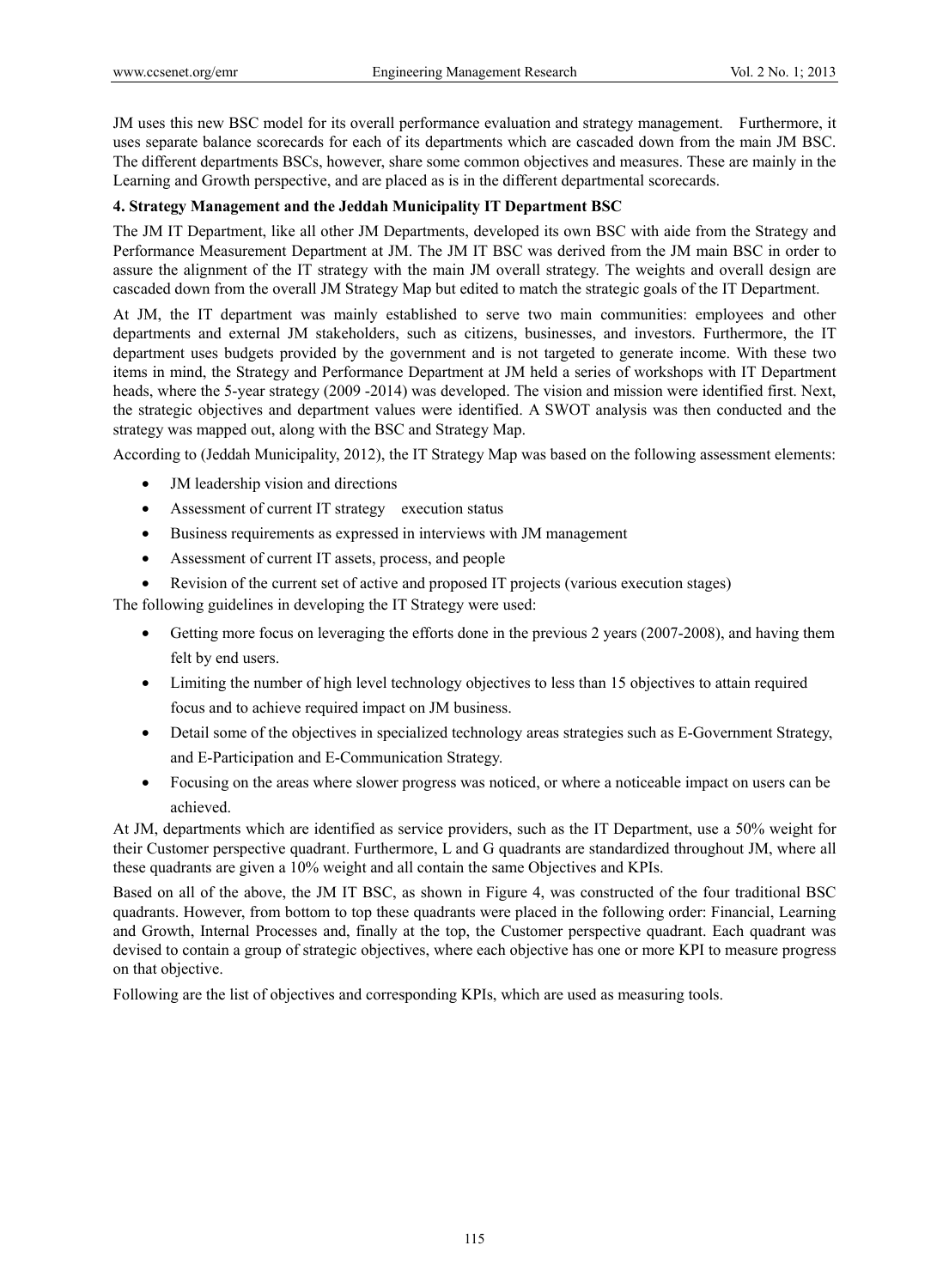JM uses this new BSC model for its overall performance evaluation and strategy management. Furthermore, it uses separate balance scorecards for each of its departments which are cascaded down from the main JM BSC. The different departments BSCs, however, share some common objectives and measures. These are mainly in the Learning and Growth perspective, and are placed as is in the different departmental scorecards.

## 4. Strategy Management and the Jeddah Municipality IT Department BSC

The JM IT Department, like all other JM Departments, developed its own BSC with aide from the Strategy and Performance Measurement Department at JM. The JM IT BSC was derived from the JM main BSC in order to assure the alignment of the IT strategy with the main JM overall strategy. The weights and overall design are cascaded down from the overall JM Strategy Map but edited to match the strategic goals of the IT Department.

At JM, the IT department was mainly established to serve two main communities: employees and other departments and external JM stakeholders, such as citizens, businesses, and investors. Furthermore, the IT department uses budgets provided by the government and is not targeted to generate income. With these two items in mind, the Strategy and Performance Department at JM held a series of workshops with IT Department heads, where the 5-year strategy (2009 -2014) was developed. The vision and mission were identified first. Next, the strategic objectives and department values were identified. A SWOT analysis was then conducted and the strategy was mapped out, along with the BSC and Strategy Map.

According to (Jeddah Municipality, 2012), the IT Strategy Map was based on the following assessment elements:

- JM leadership vision and directions
- Assessment of current IT strategy execution status
- Business requirements as expressed in interviews with JM management
- Assessment of current IT assets, process, and people
- Revision of the current set of active and proposed IT projects (various execution stages)

The following guidelines in developing the IT Strategy were used:

- Getting more focus on leveraging the efforts done in the previous 2 years (2007-2008), and having them felt by end users.
- Limiting the number of high level technology objectives to less than 15 objectives to attain required focus and to achieve required impact on JM business.
- Detail some of the objectives in specialized technology areas strategies such as E-Government Strategy, and E-Participation and E-Communication Strategy.
- Focusing on the areas where slower progress was noticed, or where a noticeable impact on users can be achieved.

At JM, departments which are identified as service providers, such as the IT Department, use a 50% weight for their Customer perspective quadrant. Furthermore, L and G quadrants are standardized throughout JM, where all these quadrants are given a 10% weight and all contain the same Objectives and KPIs.

Based on all of the above, the JM IT BSC, as shown in Figure 4, was constructed of the four traditional BSC quadrants. However, from bottom to top these quadrants were placed in the following order: Financial, Learning and Growth, Internal Processes and, finally at the top, the Customer perspective quadrant. Each quadrant was devised to contain a group of strategic objectives, where each objective has one or more KPI to measure progress on that objective.

Following are the list of objectives and corresponding KPIs, which are used as measuring tools.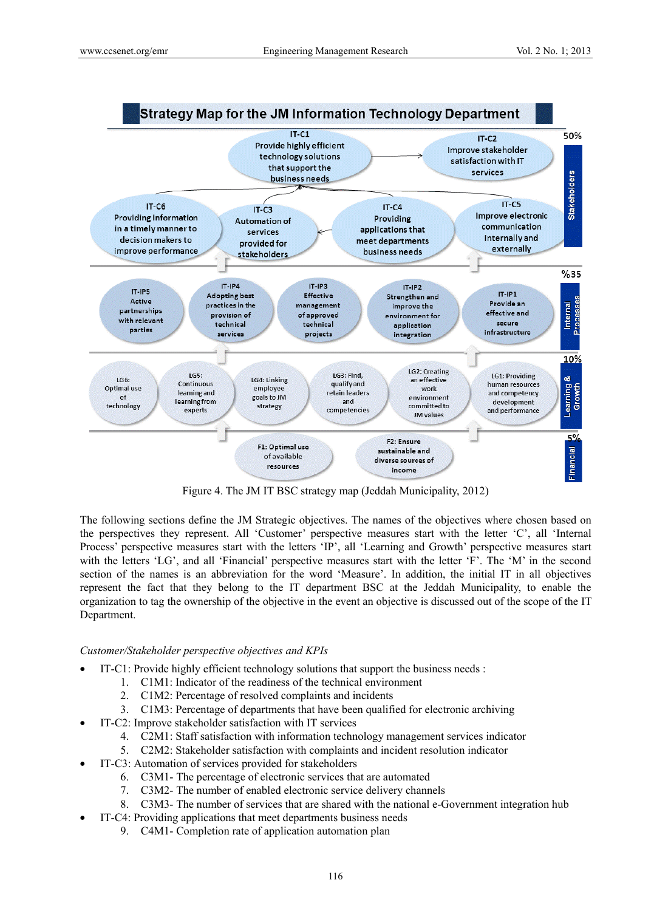**Strategy Map for the JM Information Technology Department**

**Stakeholders (50%)**

- IT-C1: Provide highly efficient technology solutions that support the business needs
- IT-C2: Improve stakeholder satisfaction with IT services
- IT-C6: Providing information in a timely manner to decision makers to improve performance
- IT-C3: Automation of services provided for stakeholders
- IT-C4: Providing applications that meet departments business needs
- IT-C5: Improve electronic communication internally and externally

**Internal Processes (%35)**

- IT-IP5: Active partnerships with relevant parties
- IT-IP4: Adopting best practices in the provision of technical services
- IT-IP3: Effective management of approved technical projects
- IT-IP2: Strengthen and improve the environment for application integration
- IT-IP1: Provide an effective and secure infrastructure

**Learning & Growth (10%)**

- LG6: Optimal use of technology
- LG5: Continuous learning and learning from experts
- LG4: Linking employee goals to JM strategy
- LG3: Find, qualify and retain leaders and competencies
- LG2: Creating an effective work environment committed to JM values
- LG1: Providing human resources and competency development and performance

**Financial (5%)**

- F1: Optimal use of available resources
- F2: Ensure sustainable and diverse sources of income

Figure 4. The JM IT BSC strategy map (Jeddah Municipality, 2012)

The following sections define the JM Strategic objectives. The names of the objectives where chosen based on the perspectives they represent. All 'Customer' perspective measures start with the letter 'C', all 'Internal Process' perspective measures start with the letters 'IP', all 'Learning and Growth' perspective measures start with the letters 'LG', and all 'Financial' perspective measures start with the letter 'F'. The 'M' in the second section of the names is an abbreviation for the word 'Measure'. In addition, the initial IT in all objectives represent the fact that they belong to the IT department BSC at the Jeddah Municipality, to enable the organization to tag the ownership of the objective in the event an objective is discussed out of the scope of the IT Department.

*Customer/Stakeholder perspective objectives and KPIs*

- IT-C1: Provide highly efficient technology solutions that support the business needs :
  1. C1M1: Indicator of the readiness of the technical environment
  2. C1M2: Percentage of resolved complaints and incidents
  3. C1M3: Percentage of departments that have been qualified for electronic archiving
- IT-C2: Improve stakeholder satisfaction with IT services
  4. C2M1: Staff satisfaction with information technology management services indicator
  5. C2M2: Stakeholder satisfaction with complaints and incident resolution indicator
- IT-C3: Automation of services provided for stakeholders
  6. C3M1- The percentage of electronic services that are automated
  7. C3M2- The number of enabled electronic service delivery channels
  8. C3M3- The number of services that are shared with the national e-Government integration hub
- IT-C4: Providing applications that meet departments business needs
  9. C4M1- Completion rate of application automation plan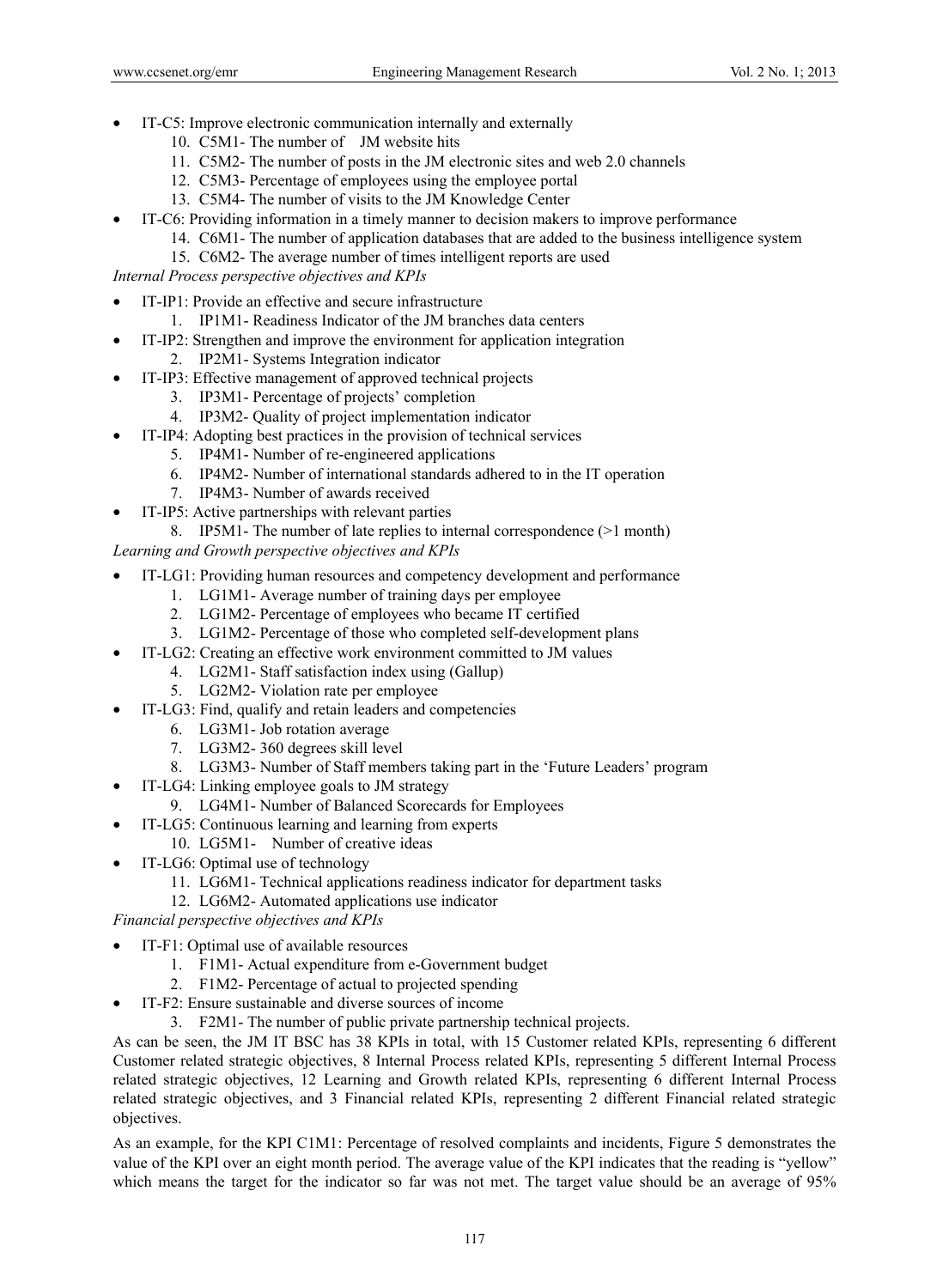- IT-C5: Improve electronic communication internally and externally
    10. C5M1- The number of JM website hits
    11. C5M2- The number of posts in the JM electronic sites and web 2.0 channels
    12. C5M3- Percentage of employees using the employee portal
    13. C5M4- The number of visits to the JM Knowledge Center
- IT-C6: Providing information in a timely manner to decision makers to improve performance
    14. C6M1- The number of application databases that are added to the business intelligence system
    15. C6M2- The average number of times intelligent reports are used

*Internal Process perspective objectives and KPIs*

- IT-IP1: Provide an effective and secure infrastructure
    1. IP1M1- Readiness Indicator of the JM branches data centers
- IT-IP2: Strengthen and improve the environment for application integration
    2. IP2M1- Systems Integration indicator
- IT-IP3: Effective management of approved technical projects
    3. IP3M1- Percentage of projects' completion
    4. IP3M2- Quality of project implementation indicator
- IT-IP4: Adopting best practices in the provision of technical services
    5. IP4M1- Number of re-engineered applications
    6. IP4M2- Number of international standards adhered to in the IT operation
    7. IP4M3- Number of awards received
- IT-IP5: Active partnerships with relevant parties
    8. IP5M1- The number of late replies to internal correspondence (>1 month)

*Learning and Growth perspective objectives and KPIs*

- IT-LG1: Providing human resources and competency development and performance
    1. LG1M1- Average number of training days per employee
    2. LG1M2- Percentage of employees who became IT certified
    3. LG1M2- Percentage of those who completed self-development plans
- IT-LG2: Creating an effective work environment committed to JM values
    4. LG2M1- Staff satisfaction index using (Gallup)
    5. LG2M2- Violation rate per employee
- IT-LG3: Find, qualify and retain leaders and competencies
    6. LG3M1- Job rotation average
    7. LG3M2- 360 degrees skill level
    8. LG3M3- Number of Staff members taking part in the 'Future Leaders' program
- IT-LG4: Linking employee goals to JM strategy
    9. LG4M1- Number of Balanced Scorecards for Employees
- IT-LG5: Continuous learning and learning from experts
    10. LG5M1- Number of creative ideas
- IT-LG6: Optimal use of technology
    11. LG6M1- Technical applications readiness indicator for department tasks
    12. LG6M2- Automated applications use indicator

*Financial perspective objectives and KPIs*

- IT-F1: Optimal use of available resources
    1. F1M1- Actual expenditure from e-Government budget
    2. F1M2- Percentage of actual to projected spending
- IT-F2: Ensure sustainable and diverse sources of income
    3. F2M1- The number of public private partnership technical projects.

As can be seen, the JM IT BSC has 38 KPIs in total, with 15 Customer related KPIs, representing 6 different Customer related strategic objectives, 8 Internal Process related KPIs, representing 5 different Internal Process related strategic objectives, 12 Learning and Growth related KPIs, representing 6 different Internal Process related strategic objectives, and 3 Financial related KPIs, representing 2 different Financial related strategic objectives.

As an example, for the KPI C1M1: Percentage of resolved complaints and incidents, Figure 5 demonstrates the value of the KPI over an eight month period. The average value of the KPI indicates that the reading is "yellow" which means the target for the indicator so far was not met. The target value should be an average of 95%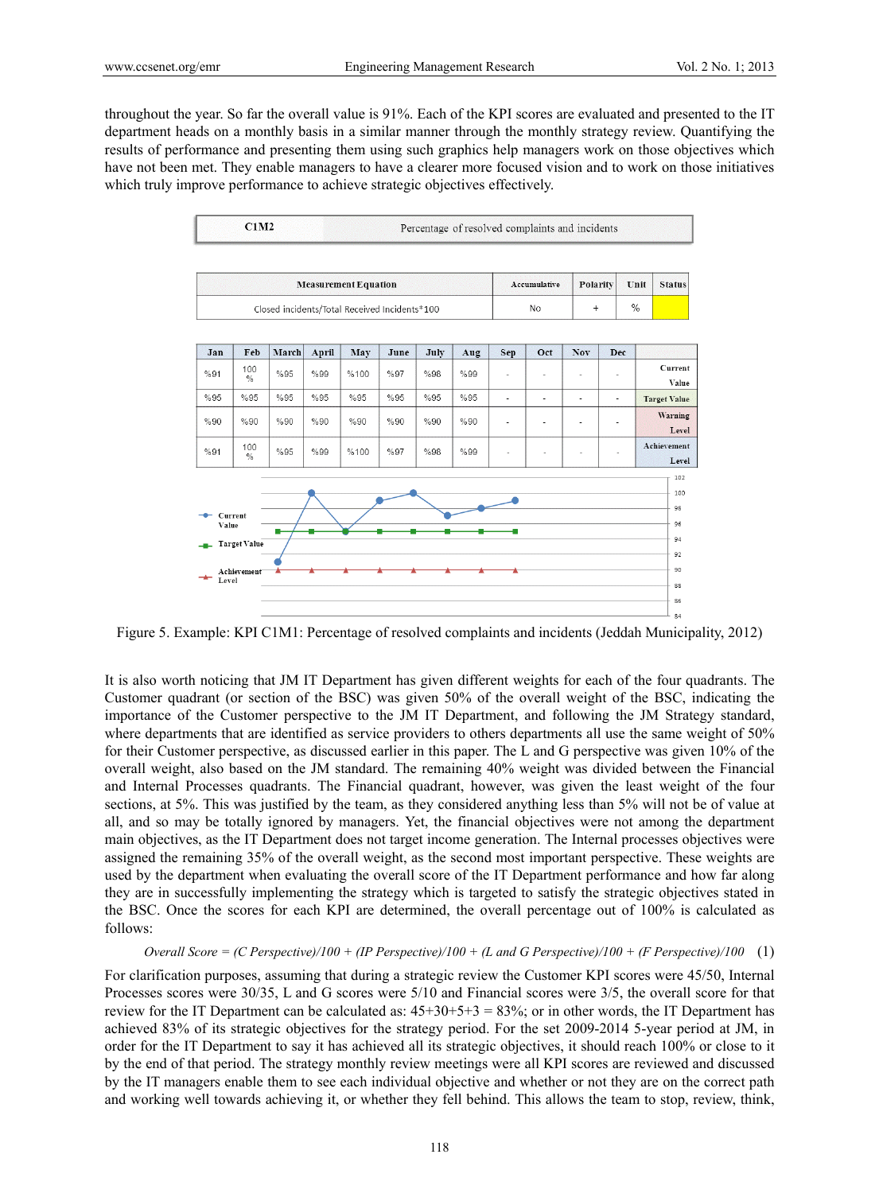throughout the year. So far the overall value is 91%. Each of the KPI scores are evaluated and presented to the IT department heads on a monthly basis in a similar manner through the monthly strategy review. Quantifying the results of performance and presenting them using such graphics help managers work on those objectives which have not been met. They enable managers to have a clearer more focused vision and to work on those initiatives which truly improve performance to achieve strategic objectives effectively.

| C1M2 | Percentage of resolved complaints and incidents |
|---|---|

| Measurement Equation | Accumulative | Polarity | Unit | Status |
|---|---|---|---|---|
| Closed incidents/Total Received Incidents*100 | No | + | % | |

| Jan | Feb | March | April | May | June | July | Aug | Sep | Oct | Nov | Dec | |
|---|---|---|---|---|---|---|---|---|---|---|---|---|
| %91 | 100 % | %95 | %99 | %100 | %97 | %98 | %99 | - | - | - | - | Current Value |
| %95 | %95 | %95 | %95 | %95 | %95 | %95 | %95 | - | - | - | - | Target Value |
| %90 | %90 | %90 | %90 | %90 | %90 | %90 | %90 | - | - | - | - | Warning Level |
| %91 | 100 % | %95 | %99 | %100 | %97 | %98 | %99 | - | - | - | - | Achievement Level |

Figure 5. Example: KPI C1M1: Percentage of resolved complaints and incidents (Jeddah Municipality, 2012)

It is also worth noticing that JM IT Department has given different weights for each of the four quadrants. The Customer quadrant (or section of the BSC) was given 50% of the overall weight of the BSC, indicating the importance of the Customer perspective to the JM IT Department, and following the JM Strategy standard, where departments that are identified as service providers to others departments all use the same weight of 50% for their Customer perspective, as discussed earlier in this paper. The L and G perspective was given 10% of the overall weight, also based on the JM standard. The remaining 40% weight was divided between the Financial and Internal Processes quadrants. The Financial quadrant, however, was given the least weight of the four sections, at 5%. This was justified by the team, as they considered anything less than 5% will not be of value at all, and so may be totally ignored by managers. Yet, the financial objectives were not among the department main objectives, as the IT Department does not target income generation. The Internal processes objectives were assigned the remaining 35% of the overall weight, as the second most important perspective. These weights are used by the department when evaluating the overall score of the IT Department performance and how far along they are in successfully implementing the strategy which is targeted to satisfy the strategic objectives stated in the BSC. Once the scores for each KPI are determined, the overall percentage out of 100% is calculated as follows:

$$\text{Overall Score} = (\text{C Perspective})/100 + (\text{IP Perspective})/100 + (\text{L and G Perspective})/100 + (\text{F Perspective})/100 \quad (1)$$

For clarification purposes, assuming that during a strategic review the Customer KPI scores were 45/50, Internal Processes scores were 30/35, L and G scores were 5/10 and Financial scores were 3/5, the overall score for that review for the IT Department can be calculated as: 45+30+5+3 = 83%; or in other words, the IT Department has achieved 83% of its strategic objectives for the strategy period. For the set 2009-2014 5-year period at JM, in order for the IT Department to say it has achieved all its strategic objectives, it should reach 100% or close to it by the end of that period. The strategy monthly review meetings were all KPI scores are reviewed and discussed by the IT managers enable them to see each individual objective and whether or not they are on the correct path and working well towards achieving it, or whether they fell behind. This allows the team to stop, review, think,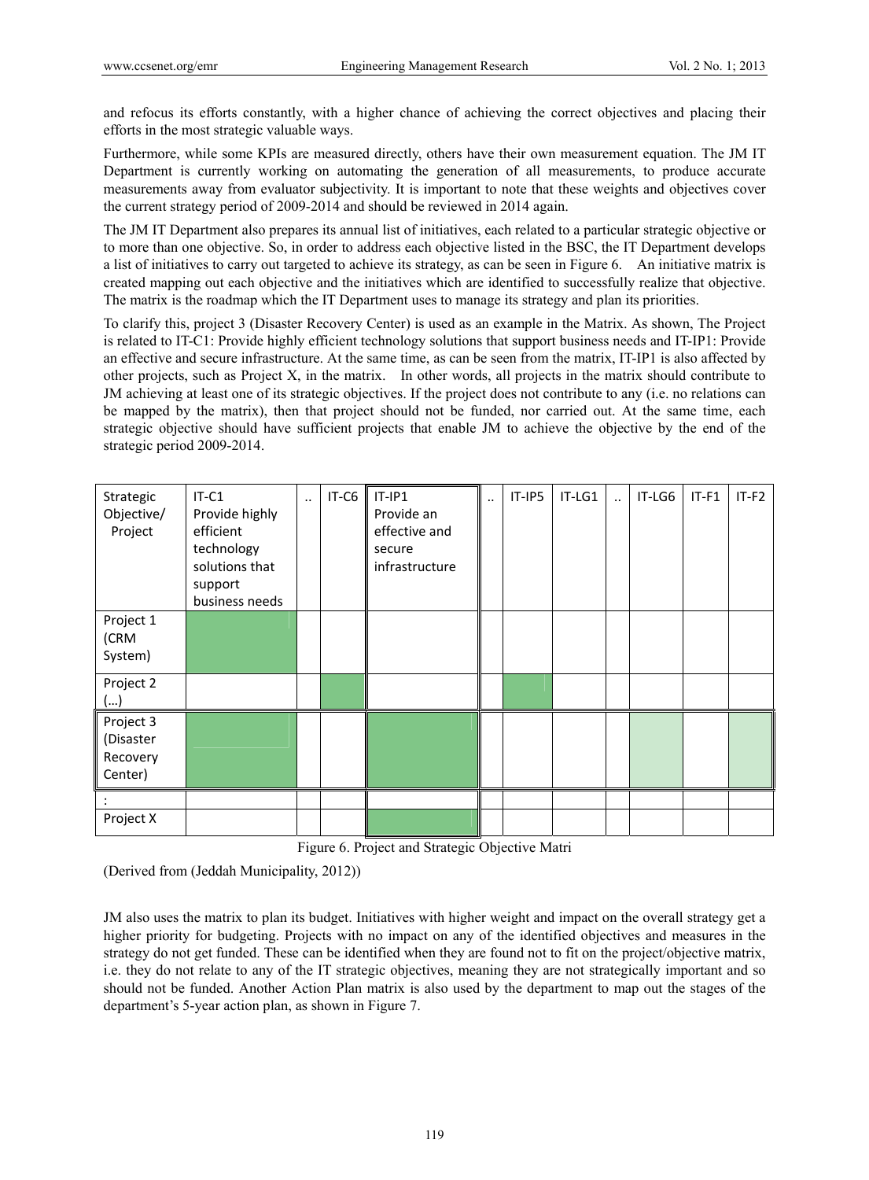and refocus its efforts constantly, with a higher chance of achieving the correct objectives and placing their efforts in the most strategic valuable ways.

Furthermore, while some KPIs are measured directly, others have their own measurement equation. The JM IT Department is currently working on automating the generation of all measurements, to produce accurate measurements away from evaluator subjectivity. It is important to note that these weights and objectives cover the current strategy period of 2009-2014 and should be reviewed in 2014 again.

The JM IT Department also prepares its annual list of initiatives, each related to a particular strategic objective or to more than one objective. So, in order to address each objective listed in the BSC, the IT Department develops a list of initiatives to carry out targeted to achieve its strategy, as can be seen in Figure 6. An initiative matrix is created mapping out each objective and the initiatives which are identified to successfully realize that objective. The matrix is the roadmap which the IT Department uses to manage its strategy and plan its priorities.

To clarify this, project 3 (Disaster Recovery Center) is used as an example in the Matrix. As shown, The Project is related to IT-C1: Provide highly efficient technology solutions that support business needs and IT-IP1: Provide an effective and secure infrastructure. At the same time, as can be seen from the matrix, IT-IP1 is also affected by other projects, such as Project X, in the matrix. In other words, all projects in the matrix should contribute to JM achieving at least one of its strategic objectives. If the project does not contribute to any (i.e. no relations can be mapped by the matrix), then that project should not be funded, nor carried out. At the same time, each strategic objective should have sufficient projects that enable JM to achieve the objective by the end of the strategic period 2009-2014.

| Strategic Objective/ Project | IT-C1 Provide highly efficient technology solutions that support business needs | .. | IT-C6 | IT-IP1 Provide an effective and secure infrastructure | .. | IT-IP5 | IT-LG1 | .. | IT-LG6 | IT-F1 | IT-F2 |
|---|---|---|---|---|---|---|---|---|---|---|---|
| Project 1 (CRM System) | | | | | | | | | | | |
| Project 2 (…) | | | | | | | | | | | |
| Project 3 (Disaster Recovery Center) | | | | | | | | | | | |
| : | | | | | | | | | | | |
| Project X | | | | | | | | | | | |

Figure 6. Project and Strategic Objective Matri

(Derived from (Jeddah Municipality, 2012))

JM also uses the matrix to plan its budget. Initiatives with higher weight and impact on the overall strategy get a higher priority for budgeting. Projects with no impact on any of the identified objectives and measures in the strategy do not get funded. These can be identified when they are found not to fit on the project/objective matrix, i.e. they do not relate to any of the IT strategic objectives, meaning they are not strategically important and so should not be funded. Another Action Plan matrix is also used by the department to map out the stages of the department's 5-year action plan, as shown in Figure 7.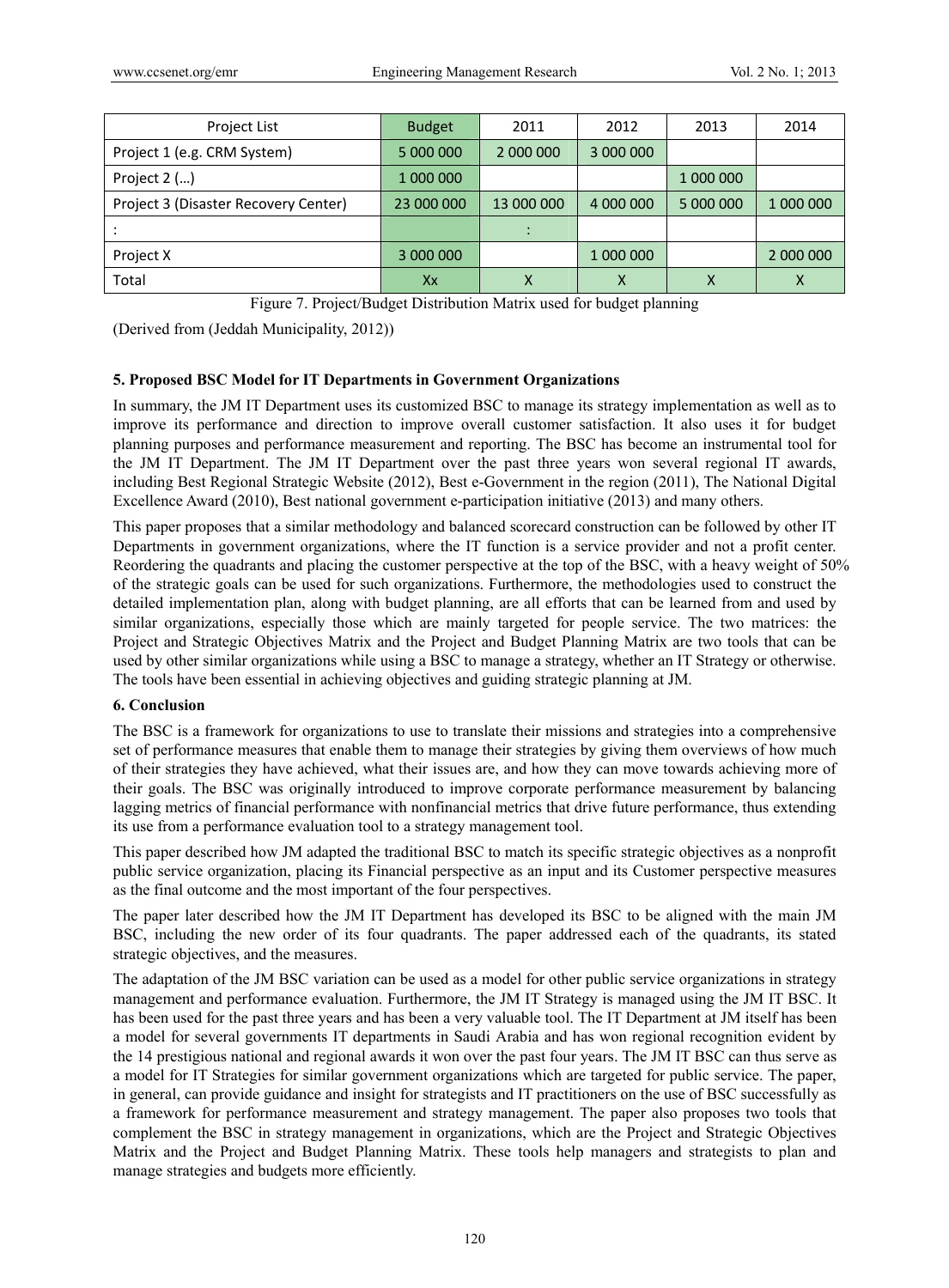| Project List | Budget | 2011 | 2012 | 2013 | 2014 |
|---|---|---|---|---|---|
| Project 1 (e.g. CRM System) | 5 000 000 | 2 000 000 | 3 000 000 | | |
| Project 2 (…) | 1 000 000 | | | 1 000 000 | |
| Project 3 (Disaster Recovery Center) | 23 000 000 | 13 000 000 | 4 000 000 | 5 000 000 | 1 000 000 |
| : | | : | | | |
| Project X | 3 000 000 | | 1 000 000 | | 2 000 000 |
| Total | Xx | X | X | X | X |

Figure 7. Project/Budget Distribution Matrix used for budget planning

(Derived from (Jeddah Municipality, 2012))

## 5. Proposed BSC Model for IT Departments in Government Organizations

In summary, the JM IT Department uses its customized BSC to manage its strategy implementation as well as to improve its performance and direction to improve overall customer satisfaction. It also uses it for budget planning purposes and performance measurement and reporting. The BSC has become an instrumental tool for the JM IT Department. The JM IT Department over the past three years won several regional IT awards, including Best Regional Strategic Website (2012), Best e-Government in the region (2011), The National Digital Excellence Award (2010), Best national government e-participation initiative (2013) and many others.

This paper proposes that a similar methodology and balanced scorecard construction can be followed by other IT Departments in government organizations, where the IT function is a service provider and not a profit center. Reordering the quadrants and placing the customer perspective at the top of the BSC, with a heavy weight of 50% of the strategic goals can be used for such organizations. Furthermore, the methodologies used to construct the detailed implementation plan, along with budget planning, are all efforts that can be learned from and used by similar organizations, especially those which are mainly targeted for people service. The two matrices: the Project and Strategic Objectives Matrix and the Project and Budget Planning Matrix are two tools that can be used by other similar organizations while using a BSC to manage a strategy, whether an IT Strategy or otherwise. The tools have been essential in achieving objectives and guiding strategic planning at JM.

## 6. Conclusion

The BSC is a framework for organizations to use to translate their missions and strategies into a comprehensive set of performance measures that enable them to manage their strategies by giving them overviews of how much of their strategies they have achieved, what their issues are, and how they can move towards achieving more of their goals. The BSC was originally introduced to improve corporate performance measurement by balancing lagging metrics of financial performance with nonfinancial metrics that drive future performance, thus extending its use from a performance evaluation tool to a strategy management tool.

This paper described how JM adapted the traditional BSC to match its specific strategic objectives as a nonprofit public service organization, placing its Financial perspective as an input and its Customer perspective measures as the final outcome and the most important of the four perspectives.

The paper later described how the JM IT Department has developed its BSC to be aligned with the main JM BSC, including the new order of its four quadrants. The paper addressed each of the quadrants, its stated strategic objectives, and the measures.

The adaptation of the JM BSC variation can be used as a model for other public service organizations in strategy management and performance evaluation. Furthermore, the JM IT Strategy is managed using the JM IT BSC. It has been used for the past three years and has been a very valuable tool. The IT Department at JM itself has been a model for several governments IT departments in Saudi Arabia and has won regional recognition evident by the 14 prestigious national and regional awards it won over the past four years. The JM IT BSC can thus serve as a model for IT Strategies for similar government organizations which are targeted for public service. The paper, in general, can provide guidance and insight for strategists and IT practitioners on the use of BSC successfully as a framework for performance measurement and strategy management. The paper also proposes two tools that complement the BSC in strategy management in organizations, which are the Project and Strategic Objectives Matrix and the Project and Budget Planning Matrix. These tools help managers and strategists to plan and manage strategies and budgets more efficiently.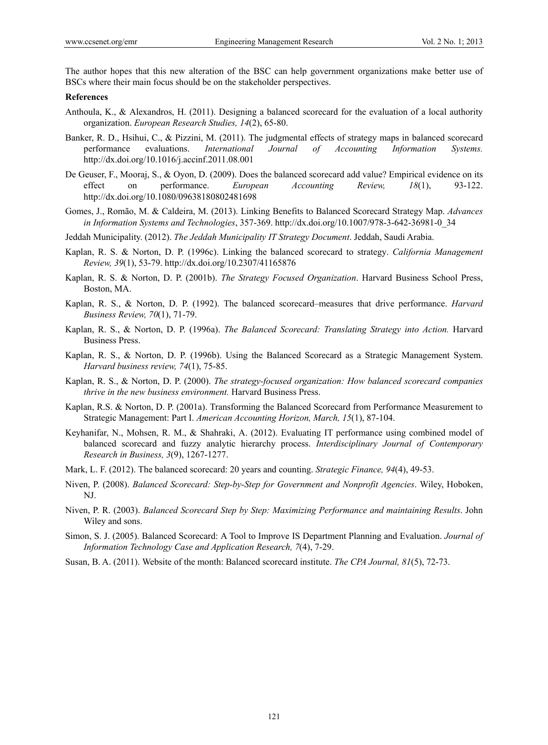The author hopes that this new alteration of the BSC can help government organizations make better use of BSCs where their main focus should be on the stakeholder perspectives.

## References

Anthoula, K., & Alexandros, H. (2011). Designing a balanced scorecard for the evaluation of a local authority organization. *European Research Studies, 14*(2), 65-80.

Banker, R. D., Hsihui, C., & Pizzini, M. (2011). The judgmental effects of strategy maps in balanced scorecard performance evaluations. *International Journal of Accounting Information Systems.* http://dx.doi.org/10.1016/j.accinf.2011.08.001

De Geuser, F., Mooraj, S., & Oyon, D. (2009). Does the balanced scorecard add value? Empirical evidence on its effect on performance. *European Accounting Review, 18*(1), 93-122. http://dx.doi.org/10.1080/09638180802481698

Gomes, J., Romão, M. & Caldeira, M. (2013). Linking Benefits to Balanced Scorecard Strategy Map. *Advances in Information Systems and Technologies*, 357-369. http://dx.doi.org/10.1007/978-3-642-36981-0_34

Jeddah Municipality. (2012). *The Jeddah Municipality IT Strategy Document*. Jeddah, Saudi Arabia.

Kaplan, R. S. & Norton, D. P. (1996c). Linking the balanced scorecard to strategy. *California Management Review, 39*(1), 53-79. http://dx.doi.org/10.2307/41165876

Kaplan, R. S. & Norton, D. P. (2001b). *The Strategy Focused Organization*. Harvard Business School Press, Boston, MA.

Kaplan, R. S., & Norton, D. P. (1992). The balanced scorecard–measures that drive performance. *Harvard Business Review, 70*(1), 71-79.

Kaplan, R. S., & Norton, D. P. (1996a). *The Balanced Scorecard: Translating Strategy into Action.* Harvard Business Press.

Kaplan, R. S., & Norton, D. P. (1996b). Using the Balanced Scorecard as a Strategic Management System. *Harvard business review, 74*(1), 75-85.

Kaplan, R. S., & Norton, D. P. (2000). *The strategy-focused organization: How balanced scorecard companies thrive in the new business environment.* Harvard Business Press.

Kaplan, R.S. & Norton, D. P. (2001a). Transforming the Balanced Scorecard from Performance Measurement to Strategic Management: Part I. *American Accounting Horizon, March, 15*(1), 87-104.

Keyhanifar, N., Mohsen, R. M., & Shahraki, A. (2012). Evaluating IT performance using combined model of balanced scorecard and fuzzy analytic hierarchy process. *Interdisciplinary Journal of Contemporary Research in Business, 3*(9), 1267-1277.

Mark, L. F. (2012). The balanced scorecard: 20 years and counting. *Strategic Finance, 94*(4), 49-53.

Niven, P. (2008). *Balanced Scorecard: Step-by-Step for Government and Nonprofit Agencies*. Wiley, Hoboken, NJ.

Niven, P. R. (2003). *Balanced Scorecard Step by Step: Maximizing Performance and maintaining Results*. John Wiley and sons.

Simon, S. J. (2005). Balanced Scorecard: A Tool to Improve IS Department Planning and Evaluation. *Journal of Information Technology Case and Application Research, 7*(4), 7-29.

Susan, B. A. (2011). Website of the month: Balanced scorecard institute. *The CPA Journal, 81*(5), 72-73.